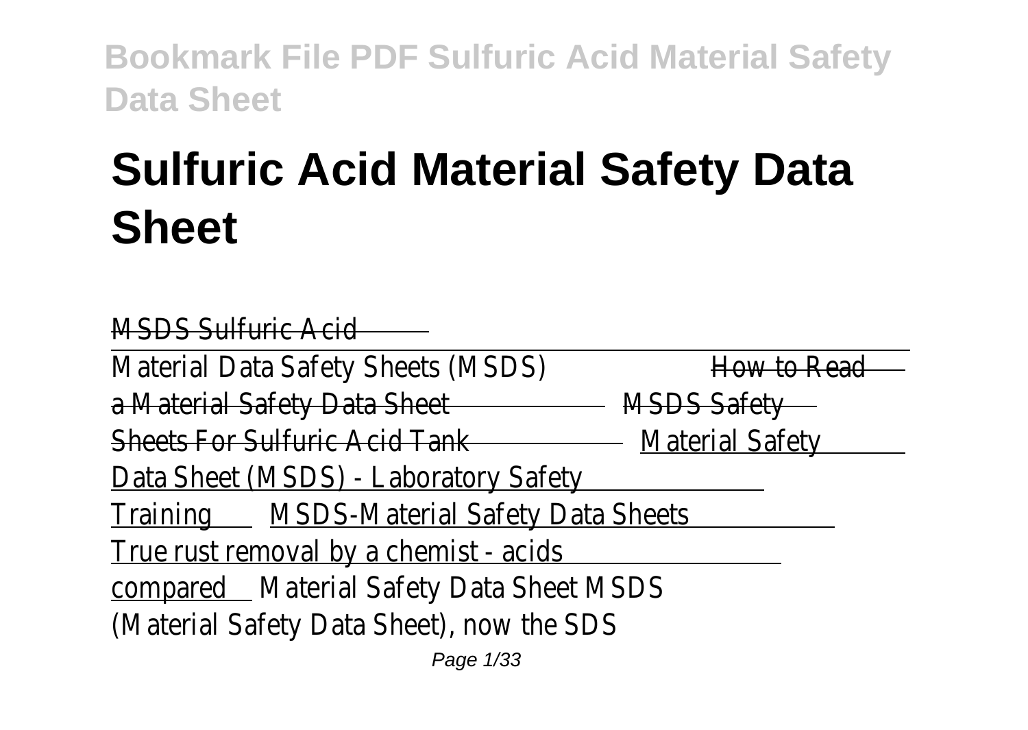# Sulfuric Acid Material Safety Data Sheet

MSDS Sulfuric Acid

Material Data Safety Sheets (MSDS) How to Read a Material Safety Data Sheet MSDS Safety Sheets For Sulfuric Acid Tank Material Safety Data Sheet (MSDS) - Laboratory Safety Training MSDS-Material Safety Data Sheets True rust removal by a chemist - acids compared Material Safety Data Sheet MSDS (Material Safety Data Sheet), now the SDS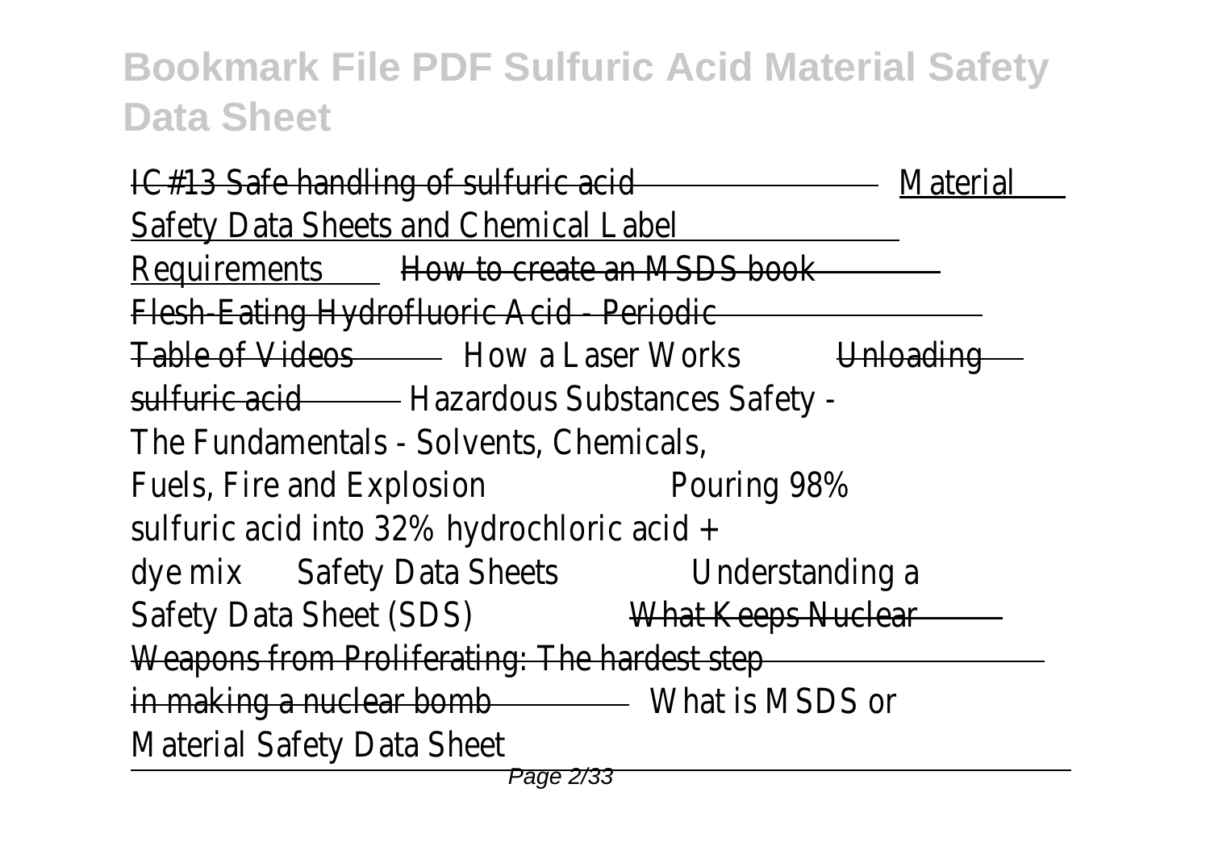IC#13 Safe handling of sulfuric acid Material Safety Data Sheets and Chemical Label Requirements How to create an MSDS book Flesh-Eating Hydrofluoric Acid - Periodic Table of Videos How a Laser Works Unloading sulfuric acid Hazardous Substances Safety - The Fundamentals - Solvents, Chemicals, Fuels, Fire and Explosion Pouring 98% sulfuric acid into 32% hydrochloric acid + dye mix Safety Data Sheets Understanding a Safety Data Sheet (SDS) What Keeps Nuclear Weapons from Proliferating: The hardest step in making a nuclear bomb What is MSDS or Material Safety Data Sheet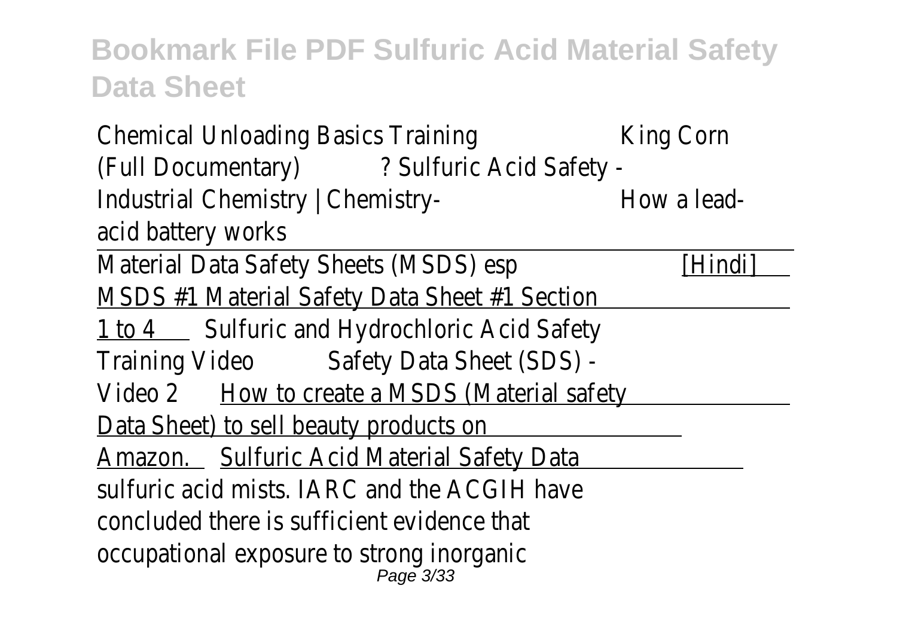Chemical Unloading Basics Training King Corn (Full Documentary) ? Sulfuric Acid Safety - Industrial Chemistry | Chemistry- How a lead-acid battery works

Material Data Safety Sheets (MSDS) esp [Hindi] MSDS #1 Material Safety Data Sheet #1 Section 1 to 4 Sulfuric and Hydrochloric Acid Safety Training Video Safety Data Sheet (SDS) - Video 2 How to create a MSDS (Material safety Data Sheet) to sell beauty products on Amazon. Sulfuric Acid Material Safety Data

sulfuric acid mists. IARC and the ACGIH have concluded there is sufficient evidence that occupational exposure to strong inorganic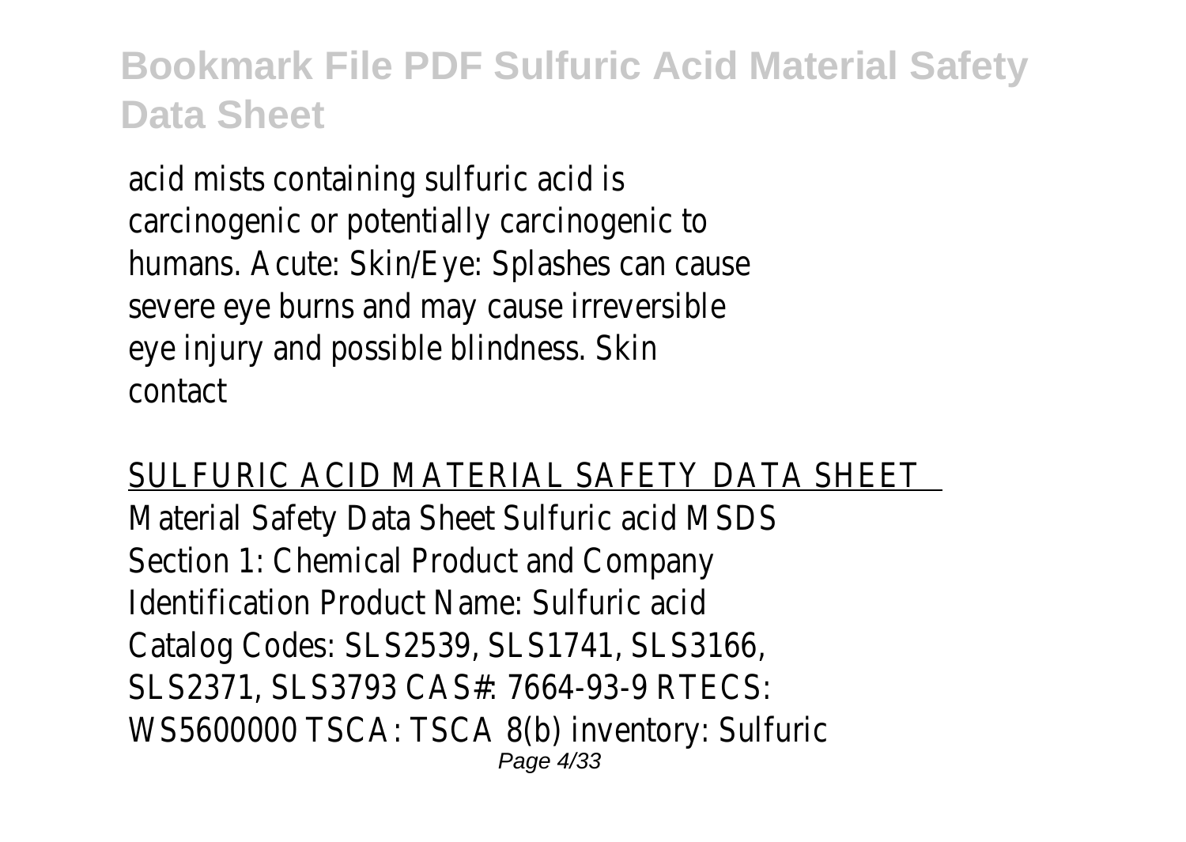acid mists containing sulfuric acid is carcinogenic or potentially carcinogenic to humans. Acute: Skin/Eye: Splashes can cause severe eye burns and may cause irreversible eye injury and possible blindness. Skin contact

## SULFURIC ACID MATERIAL SAFETY DATA SHEET

Material Safety Data Sheet Sulfuric acid MSDS Section 1: Chemical Product and Company Identification Product Name: Sulfuric acid Catalog Codes: SLS2539, SLS1741, SLS3166, SLS2371, SLS3793 CAS#: 7664-93-9 RTECS: WS5600000 TSCA: TSCA 8(b) inventory: Sulfuric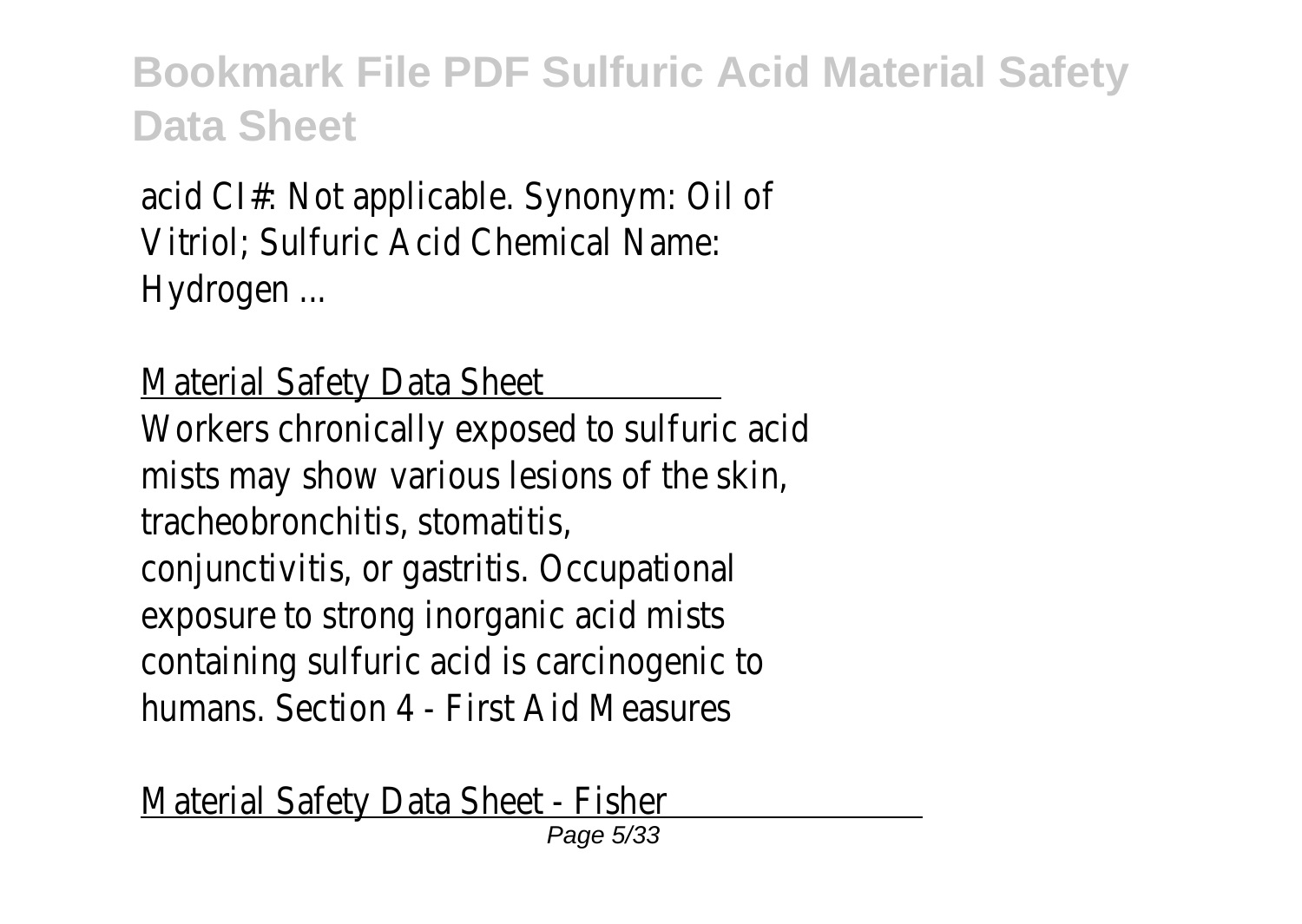acid CI#: Not applicable. Synonym: Oil of Vitriol; Sulfuric Acid Chemical Name: Hydrogen ...

Material Safety Data Sheet

Workers chronically exposed to sulfuric acid mists may show various lesions of the skin, tracheobronchitis, stomatitis, conjunctivitis, or gastritis. Occupational exposure to strong inorganic acid mists containing sulfuric acid is carcinogenic to humans. Section 4 - First Aid Measures

Material Safety Data Sheet - Fisher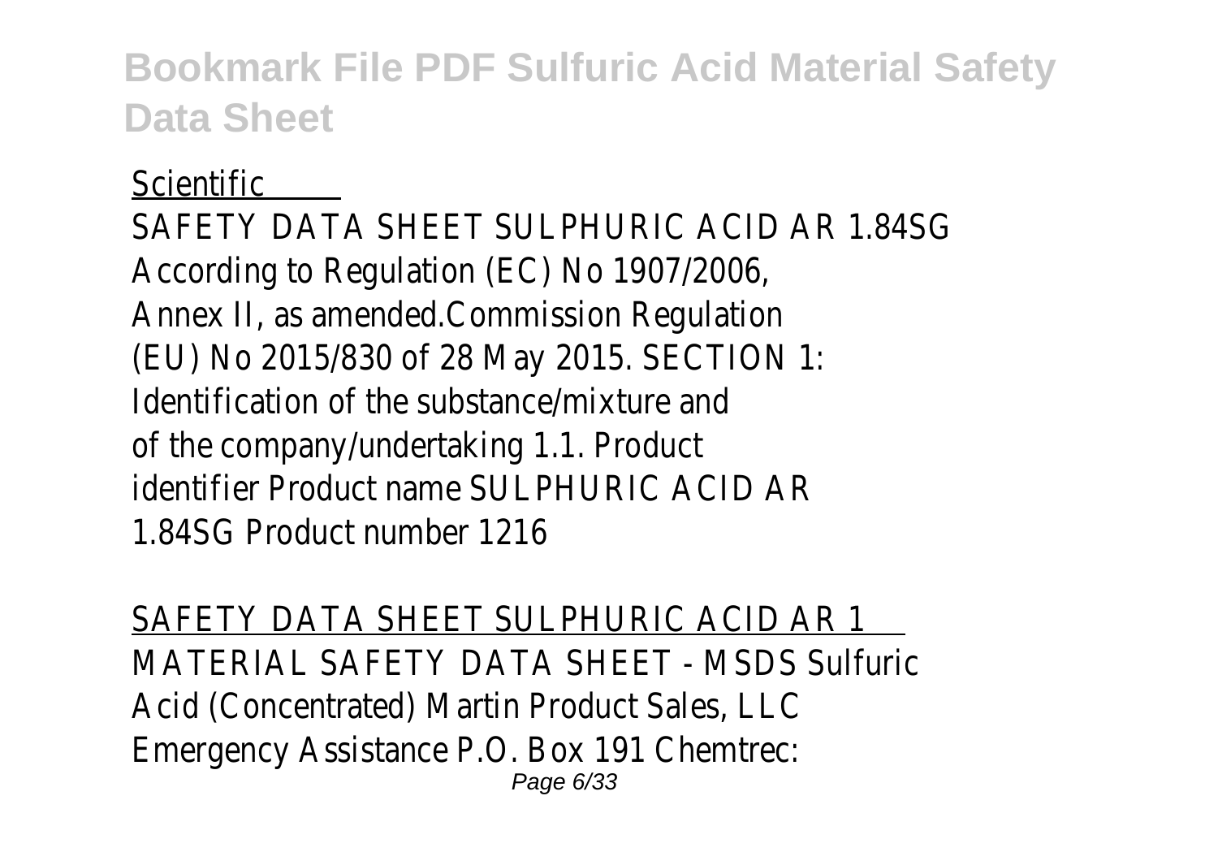Scientific

SAFETY DATA SHEET SULPHURIC ACID AR 1.84SG According to Regulation (EC) No 1907/2006, Annex II, as amended.Commission Regulation (EU) No 2015/830 of 28 May 2015. SECTION 1: Identification of the substance/mixture and of the company/undertaking 1.1. Product identifier Product name SULPHURIC ACID AR 1.84SG Product number 1216

SAFETY DATA SHEET SULPHURIC ACID AR 1

MATERIAL SAFETY DATA SHEET - MSDS Sulfuric Acid (Concentrated) Martin Product Sales, LLC Emergency Assistance P.O. Box 191 Chemtrec: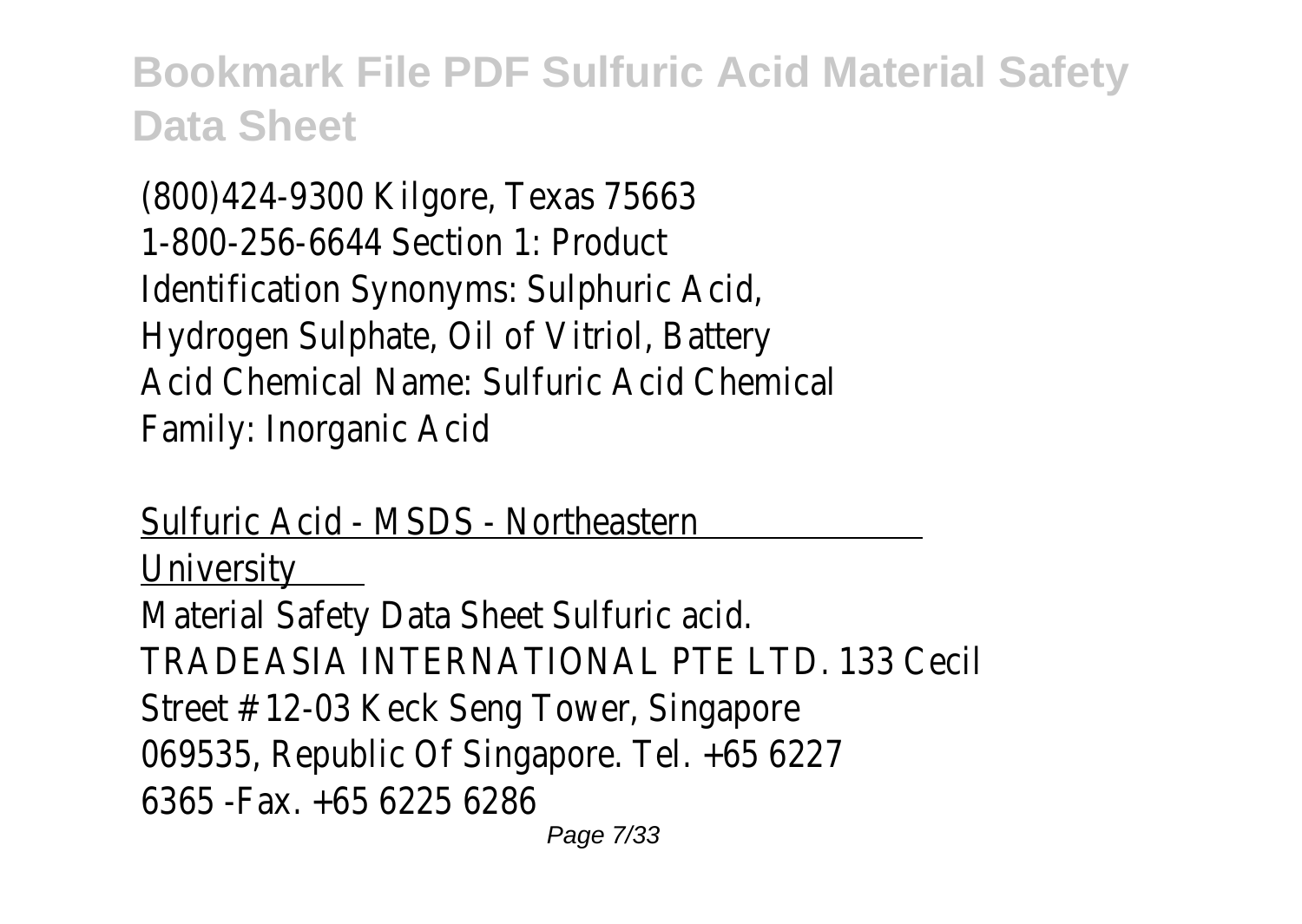(800)424-9300 Kilgore, Texas 75663 1-800-256-6644 Section 1: Product Identification Synonyms: Sulphuric Acid, Hydrogen Sulphate, Oil of Vitriol, Battery Acid Chemical Name: Sulfuric Acid Chemical Family: Inorganic Acid

Sulfuric Acid - MSDS - Northeastern University

Material Safety Data Sheet Sulfuric acid. TRADEASIA INTERNATIONAL PTE LTD. 133 Cecil Street # 12-03 Keck Seng Tower, Singapore 069535, Republic Of Singapore. Tel. +65 6227 6365 -Fax. +65 6225 6286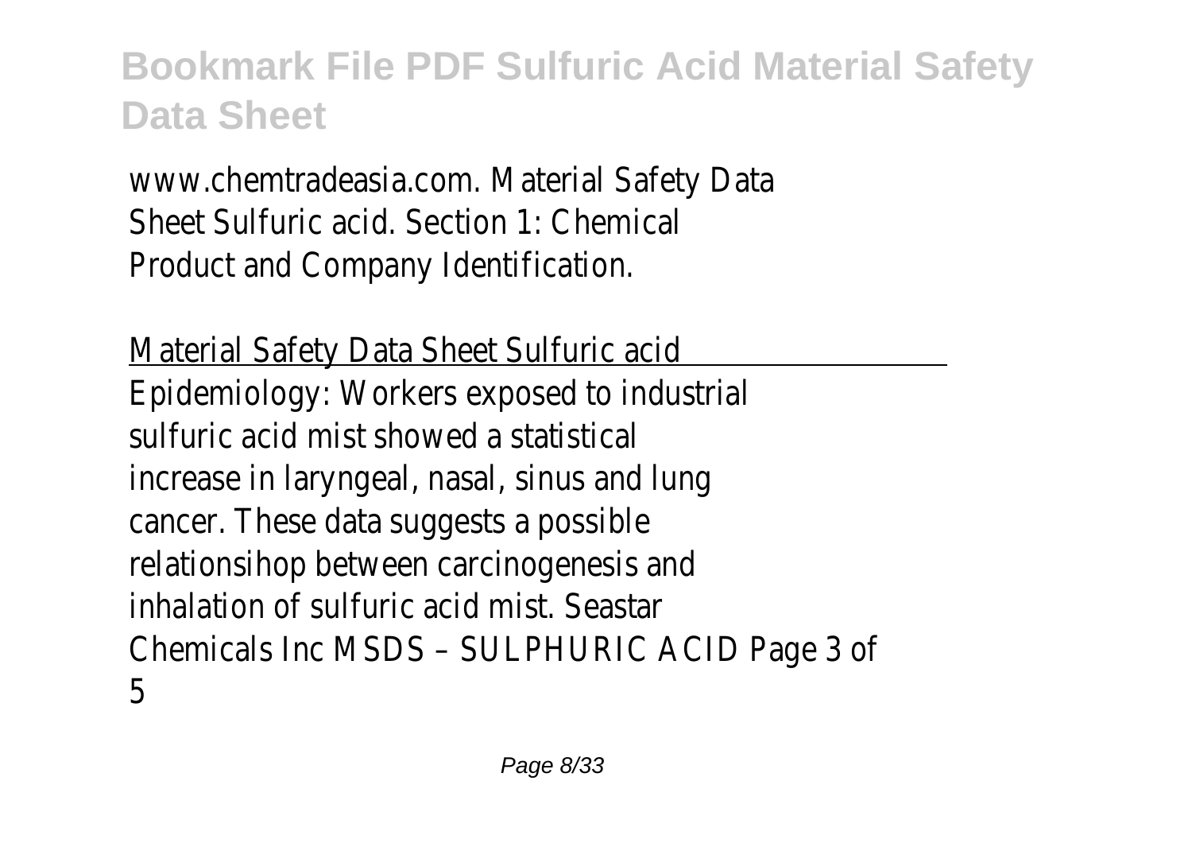www.chemtradeasia.com. Material Safety Data Sheet Sulfuric acid. Section 1: Chemical Product and Company Identification.

Material Safety Data Sheet Sulfuric acid

Epidemiology: Workers exposed to industrial sulfuric acid mist showed a statistical increase in laryngeal, nasal, sinus and lung cancer. These data suggests a possible relationsihop between carcinogenesis and inhalation of sulfuric acid mist. Seastar Chemicals Inc MSDS – SULPHURIC ACID Page 3 of 5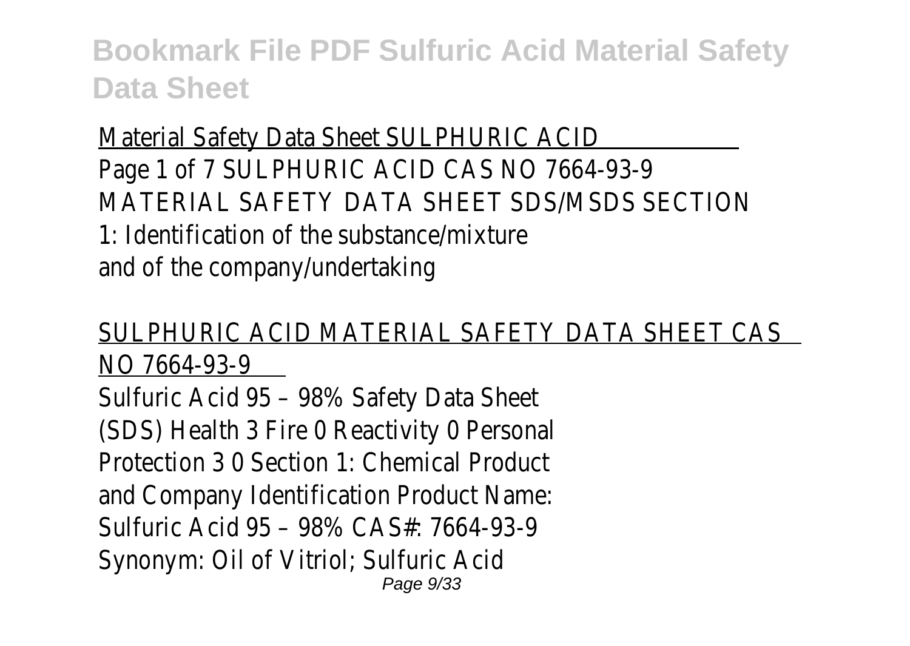Material Safety Data Sheet SULPHURIC ACID

Page 1 of 7 SULPHURIC ACID CAS NO 7664-93-9 MATERIAL SAFETY DATA SHEET SDS/MSDS SECTION 1: Identification of the substance/mixture and of the company/undertaking

SULPHURIC ACID MATERIAL SAFETY DATA SHEET CAS NO 7664-93-9

Sulfuric Acid 95 – 98% Safety Data Sheet (SDS) Health 3 Fire 0 Reactivity 0 Personal Protection 3 0 Section 1: Chemical Product and Company Identification Product Name: Sulfuric Acid 95 – 98% CAS#: 7664-93-9 Synonym: Oil of Vitriol; Sulfuric Acid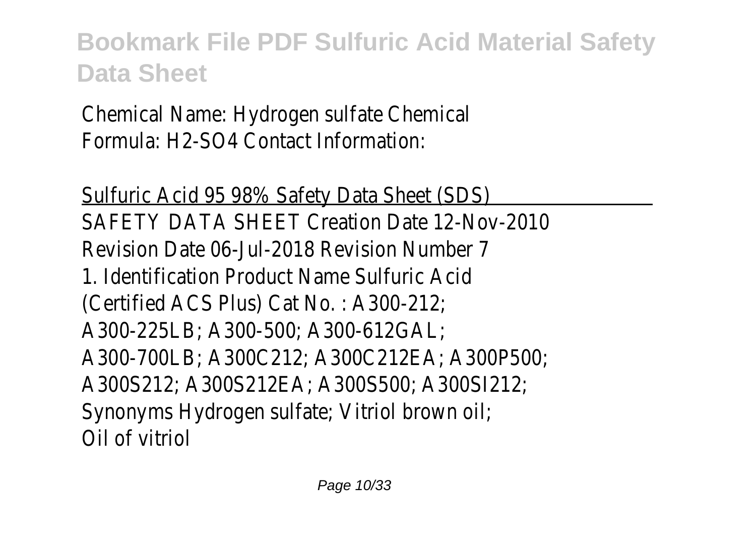Chemical Name: Hydrogen sulfate Chemical Formula: $H_2$-$SO_4$ Contact Information:

## Sulfuric Acid 95 98% Safety Data Sheet (SDS)

SAFETY DATA SHEET Creation Date 12-Nov-2010 Revision Date 06-Jul-2018 Revision Number 7 1. Identification Product Name Sulfuric Acid (Certified ACS Plus) Cat No. : A300-212; A300-225LB; A300-500; A300-612GAL; A300-700LB; A300C212; A300C212EA; A300P500; A300S212; A300S212EA; A300S500; A300SI212; Synonyms Hydrogen sulfate; Vitriol brown oil; Oil of vitriol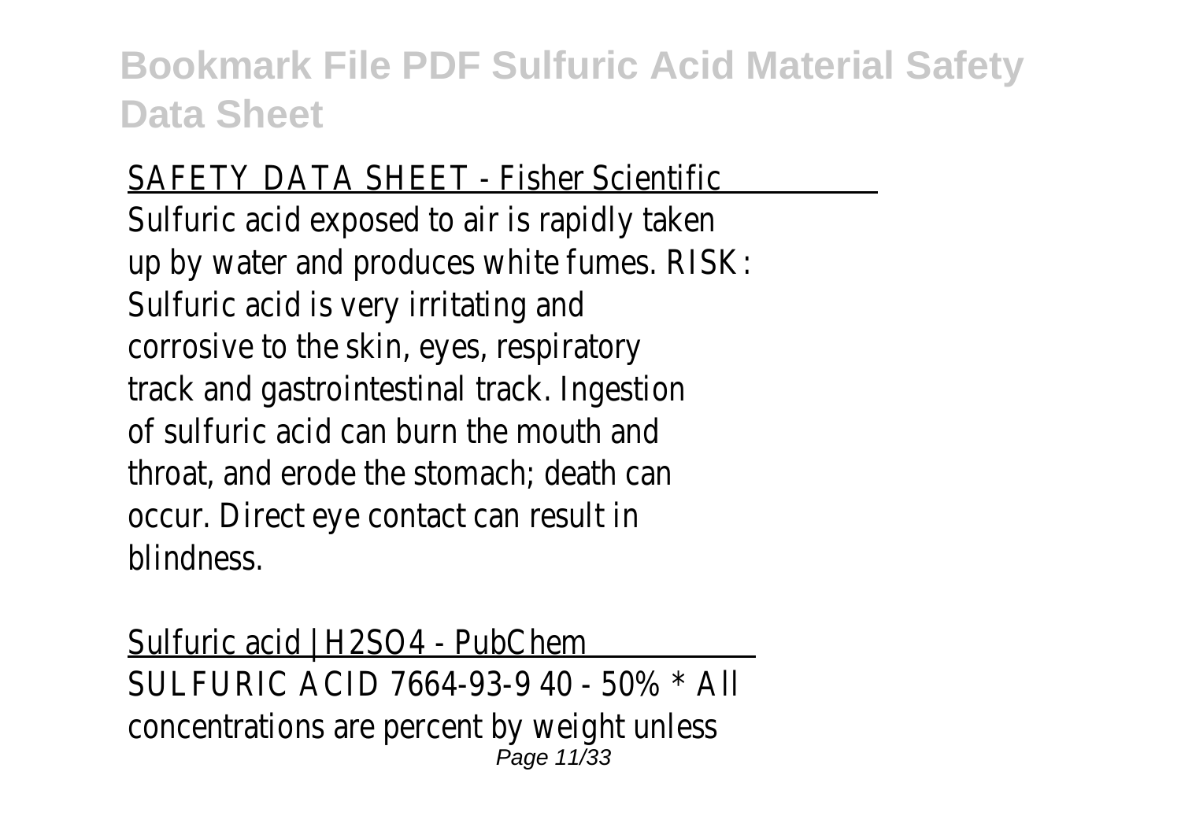SAFETY DATA SHEET - Fisher Scientific

Sulfuric acid exposed to air is rapidly taken up by water and produces white fumes. RISK: Sulfuric acid is very irritating and corrosive to the skin, eyes, respiratory track and gastrointestinal track. Ingestion of sulfuric acid can burn the mouth and throat, and erode the stomach; death can occur. Direct eye contact can result in blindness.

Sulfuric acid | H2SO4 - PubChem

SULFURIC ACID 7664-93-9 40 - 50% * All concentrations are percent by weight unless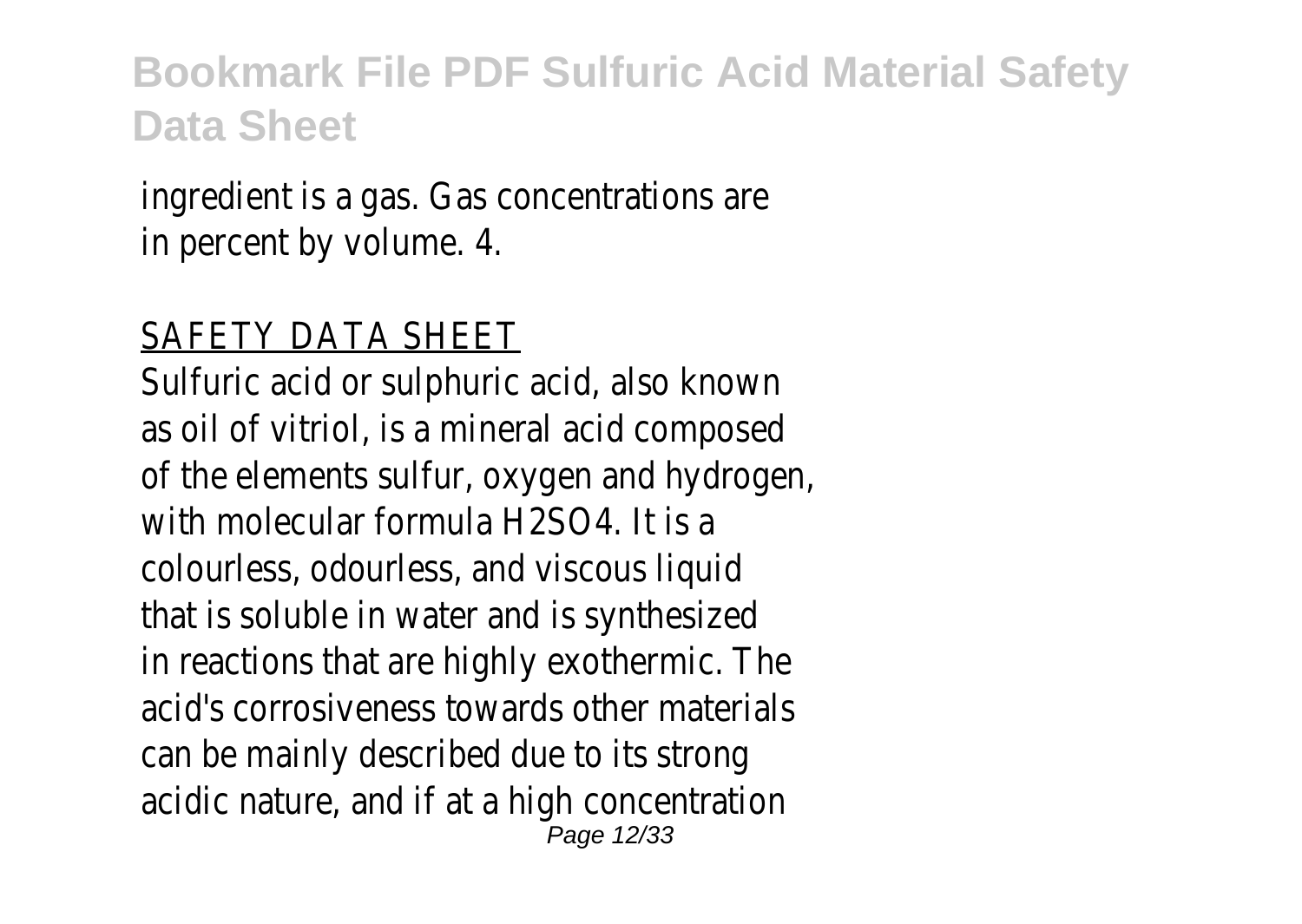ingredient is a gas. Gas concentrations are in percent by volume. 4.

## SAFETY DATA SHEET

Sulfuric acid or sulphuric acid, also known as oil of vitriol, is a mineral acid composed of the elements sulfur, oxygen and hydrogen, with molecular formula $H_2SO_4$. It is a colourless, odourless, and viscous liquid that is soluble in water and is synthesized in reactions that are highly exothermic. The acid's corrosiveness towards other materials can be mainly described due to its strong acidic nature, and if at a high concentration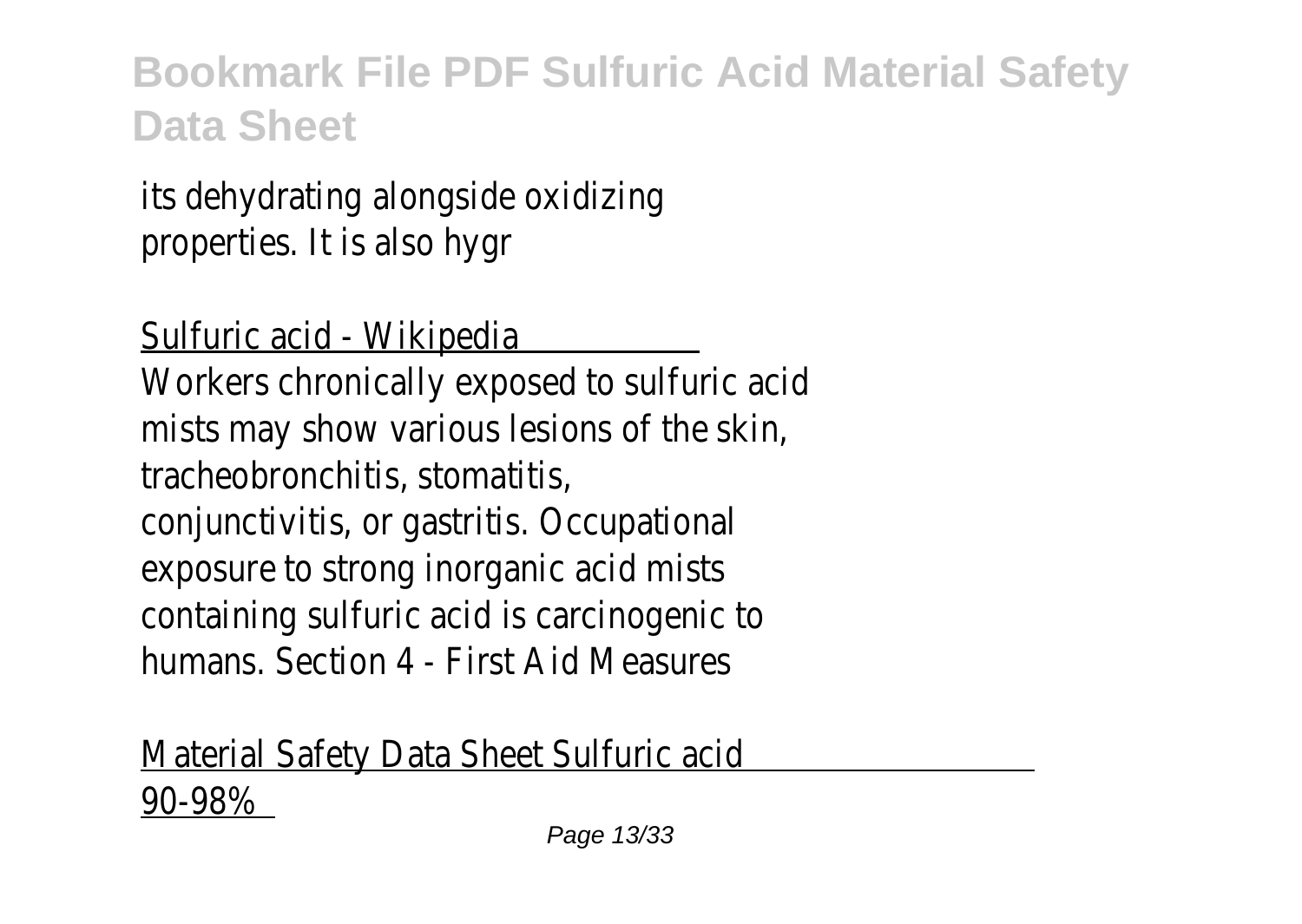its dehydrating alongside oxidizing properties. It is also hygr

Sulfuric acid - Wikipedia

Workers chronically exposed to sulfuric acid mists may show various lesions of the skin, tracheobronchitis, stomatitis, conjunctivitis, or gastritis. Occupational exposure to strong inorganic acid mists containing sulfuric acid is carcinogenic to humans. Section 4 - First Aid Measures

Material Safety Data Sheet Sulfuric acid 90-98%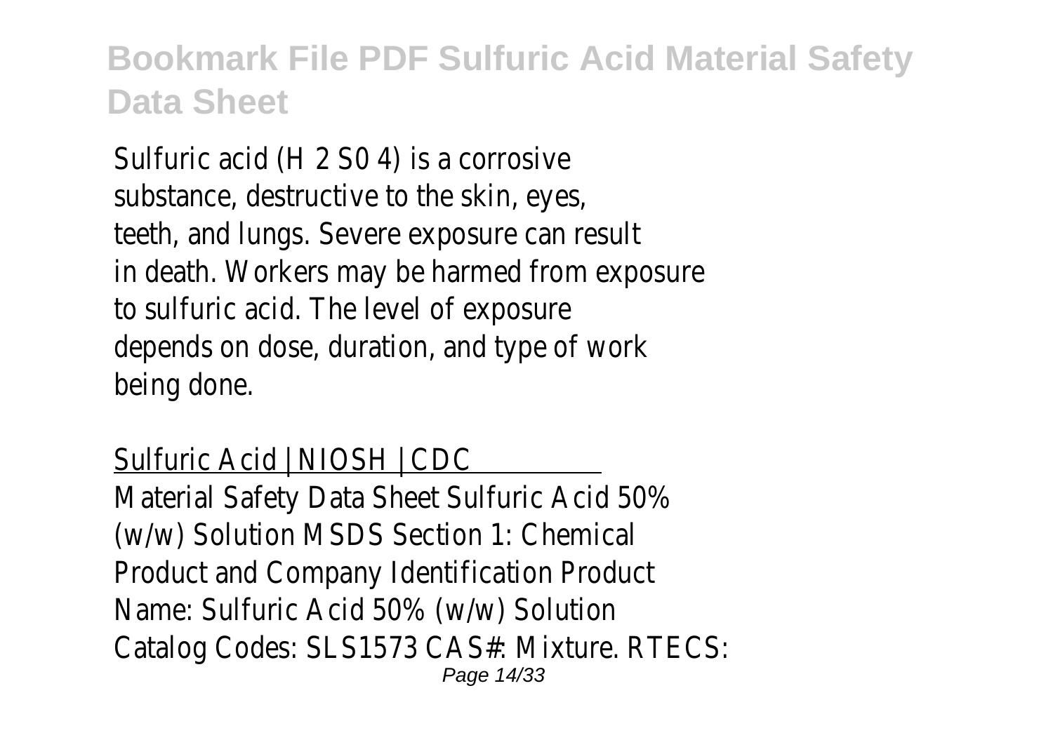Sulfuric acid (H 2 S0 4) is a corrosive substance, destructive to the skin, eyes, teeth, and lungs. Severe exposure can result in death. Workers may be harmed from exposure to sulfuric acid. The level of exposure depends on dose, duration, and type of work being done.

Sulfuric Acid | NIOSH | CDC

Material Safety Data Sheet Sulfuric Acid 50% (w/w) Solution MSDS Section 1: Chemical Product and Company Identification Product Name: Sulfuric Acid 50% (w/w) Solution Catalog Codes: SLS1573 CAS#: Mixture. RTECS: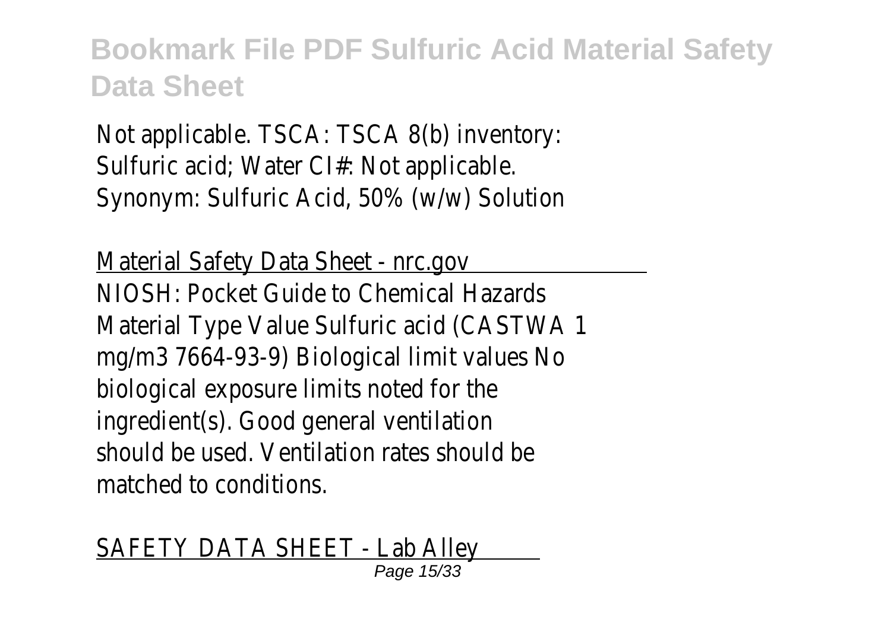Not applicable. TSCA: TSCA 8(b) inventory: Sulfuric acid; Water CI#: Not applicable. Synonym: Sulfuric Acid, 50% (w/w) Solution

Material Safety Data Sheet - nrc.gov

NIOSH: Pocket Guide to Chemical Hazards Material Type Value Sulfuric acid (CASTWA 1 mg/m3 7664-93-9) Biological limit values No biological exposure limits noted for the ingredient(s). Good general ventilation should be used. Ventilation rates should be matched to conditions.

SAFETY DATA SHEET - Lab Alley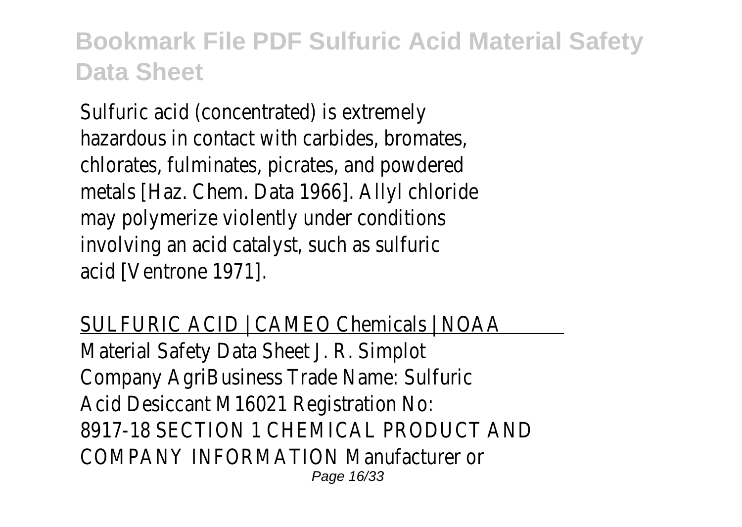Sulfuric acid (concentrated) is extremely hazardous in contact with carbides, bromates, chlorates, fulminates, picrates, and powdered metals [Haz. Chem. Data 1966]. Allyl chloride may polymerize violently under conditions involving an acid catalyst, such as sulfuric acid [Ventrone 1971].

SULFURIC ACID | CAMEO Chemicals | NOAA

Material Safety Data Sheet J. R. Simplot Company AgriBusiness Trade Name: Sulfuric Acid Desiccant M16021 Registration No: 8917-18 SECTION 1 CHEMICAL PRODUCT AND COMPANY INFORMATION Manufacturer or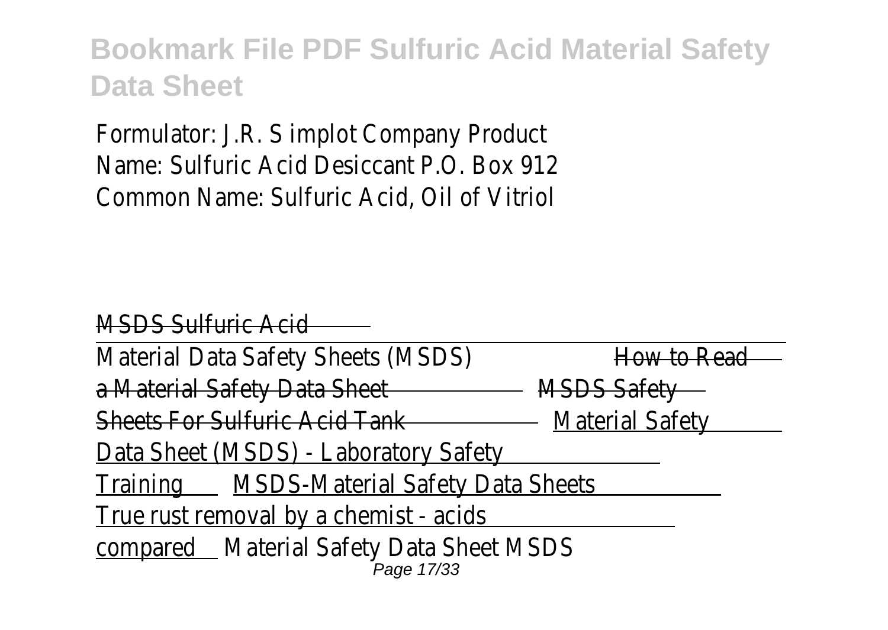Formulator: J.R. S implot Company Product Name: Sulfuric Acid Desiccant P.O. Box 912 Common Name: Sulfuric Acid, Oil of Vitriol

MSDS Sulfuric Acid

Material Data Safety Sheets (MSDS) How to Read a Material Safety Data Sheet MSDS Safety Sheets For Sulfuric Acid Tank Material Safety Data Sheet (MSDS) - Laboratory Safety Training MSDS-Material Safety Data Sheets True rust removal by a chemist - acids compared Material Safety Data Sheet MSDS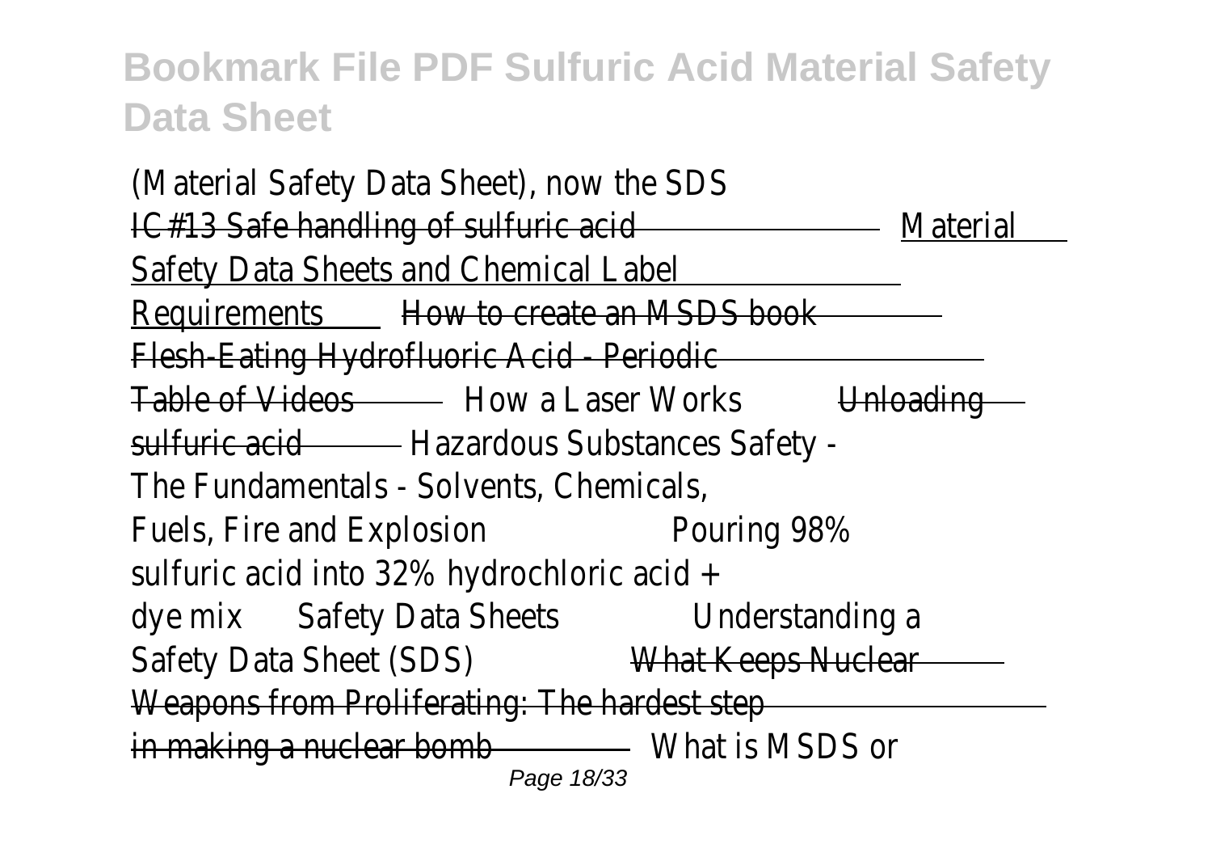(Material Safety Data Sheet), now the SDS IC#13 Safe handling of sulfuric acid Material Safety Data Sheets and Chemical Label Requirements How to create an MSDS book Flesh-Eating Hydrofluoric Acid - Periodic Table of Videos How a Laser Works Unloading sulfuric acid Hazardous Substances Safety - The Fundamentals - Solvents, Chemicals, Fuels, Fire and Explosion Pouring 98% sulfuric acid into 32% hydrochloric acid + dye mix Safety Data Sheets Understanding a Safety Data Sheet (SDS) What Keeps Nuclear Weapons from Proliferating: The hardest step in making a nuclear bomb What is MSDS or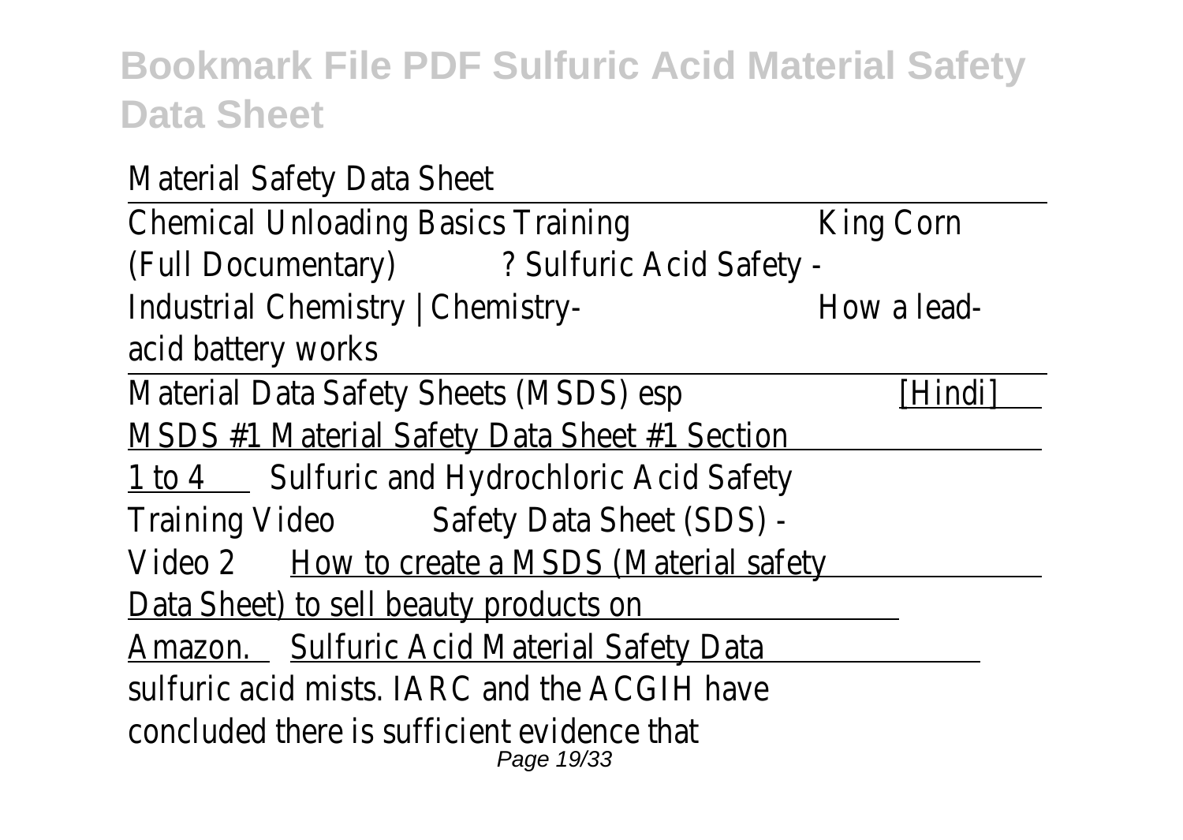Material Safety Data Sheet

Chemical Unloading Basics Training King Corn (Full Documentary) ? Sulfuric Acid Safety - Industrial Chemistry | Chemistry- How a lead-acid battery works

Material Data Safety Sheets (MSDS) esp [Hindi] MSDS #1 Material Safety Data Sheet #1 Section 1 to 4 Sulfuric and Hydrochloric Acid Safety Training Video Safety Data Sheet (SDS) - Video 2 How to create a MSDS (Material safety Data Sheet) to sell beauty products on Amazon. Sulfuric Acid Material Safety Data

sulfuric acid mists. IARC and the ACGIH have concluded there is sufficient evidence that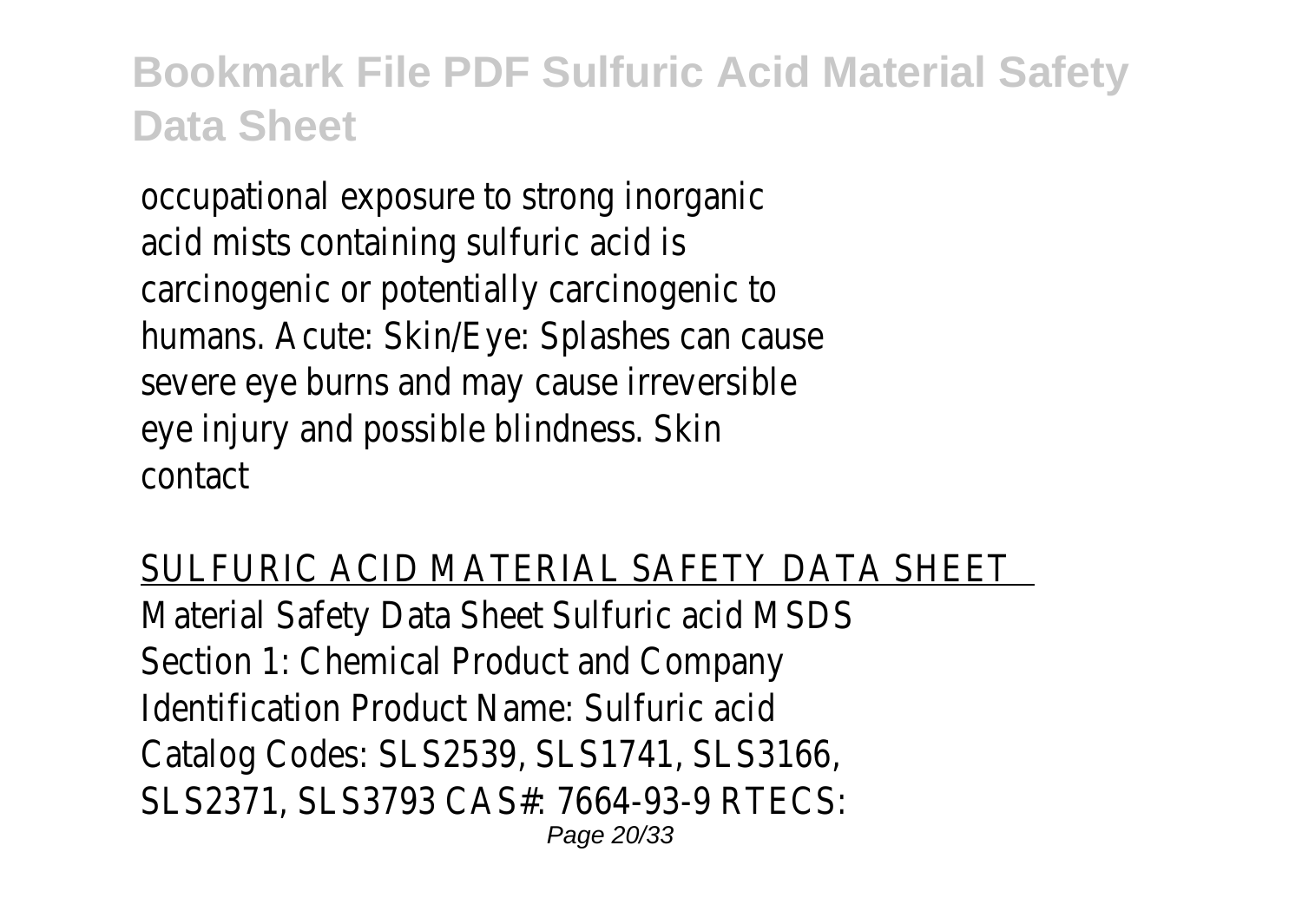occupational exposure to strong inorganic acid mists containing sulfuric acid is carcinogenic or potentially carcinogenic to humans. Acute: Skin/Eye: Splashes can cause severe eye burns and may cause irreversible eye injury and possible blindness. Skin contact

## SULFURIC ACID MATERIAL SAFETY DATA SHEET

Material Safety Data Sheet Sulfuric acid MSDS Section 1: Chemical Product and Company Identification Product Name: Sulfuric acid Catalog Codes: SLS2539, SLS1741, SLS3166, SLS2371, SLS3793 CAS#: 7664-93-9 RTECS: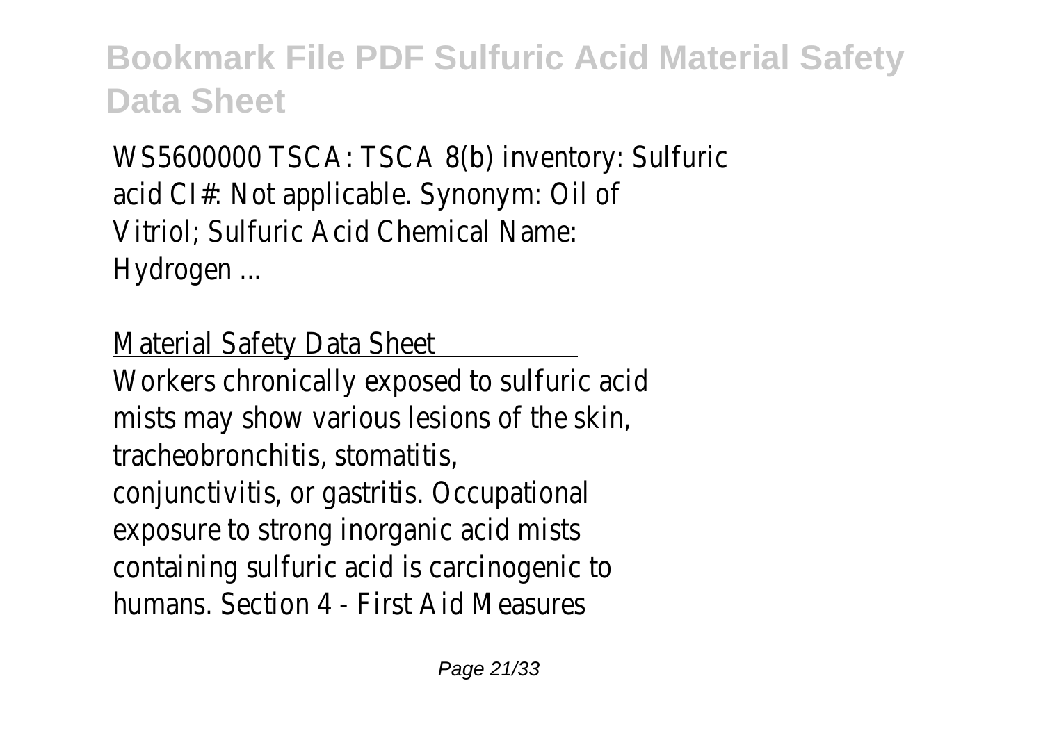WS5600000 TSCA: TSCA 8(b) inventory: Sulfuric acid CI#: Not applicable. Synonym: Oil of Vitriol; Sulfuric Acid Chemical Name: Hydrogen ...

Material Safety Data Sheet

Workers chronically exposed to sulfuric acid mists may show various lesions of the skin, tracheobronchitis, stomatitis, conjunctivitis, or gastritis. Occupational exposure to strong inorganic acid mists containing sulfuric acid is carcinogenic to humans. Section 4 - First Aid Measures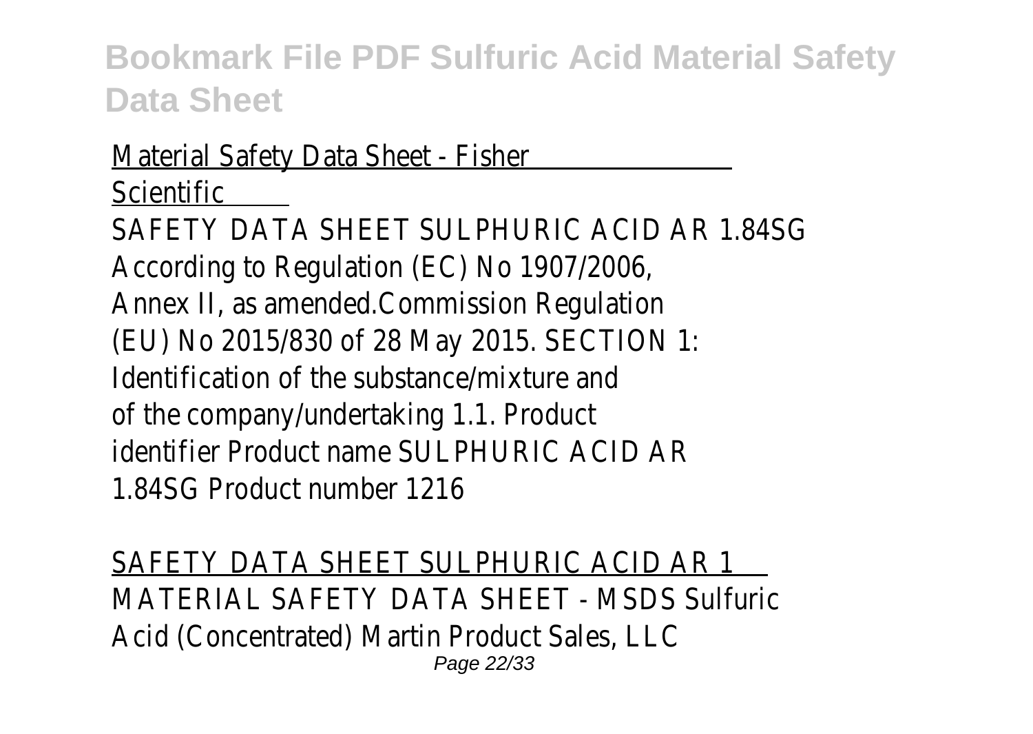Material Safety Data Sheet - Fisher Scientific

SAFETY DATA SHEET SULPHURIC ACID AR 1.84SG According to Regulation (EC) No 1907/2006, Annex II, as amended.Commission Regulation (EU) No 2015/830 of 28 May 2015. SECTION 1: Identification of the substance/mixture and of the company/undertaking 1.1. Product identifier Product name SULPHURIC ACID AR 1.84SG Product number 1216

SAFETY DATA SHEET SULPHURIC ACID AR 1

MATERIAL SAFETY DATA SHEET - MSDS Sulfuric Acid (Concentrated) Martin Product Sales, LLC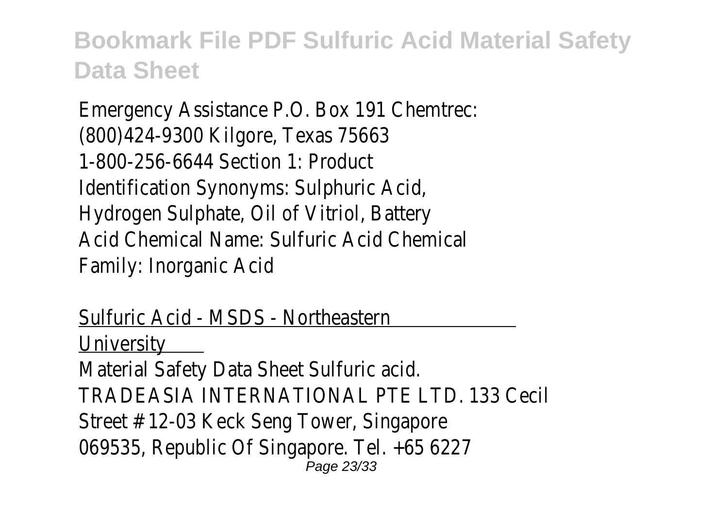Emergency Assistance P.O. Box 191 Chemtrec: (800)424-9300 Kilgore, Texas 75663 1-800-256-6644 Section 1: Product Identification Synonyms: Sulphuric Acid, Hydrogen Sulphate, Oil of Vitriol, Battery Acid Chemical Name: Sulfuric Acid Chemical Family: Inorganic Acid

Sulfuric Acid - MSDS - Northeastern University

Material Safety Data Sheet Sulfuric acid. TRADEASIA INTERNATIONAL PTE LTD. 133 Cecil Street # 12-03 Keck Seng Tower, Singapore 069535, Republic Of Singapore. Tel. +65 6227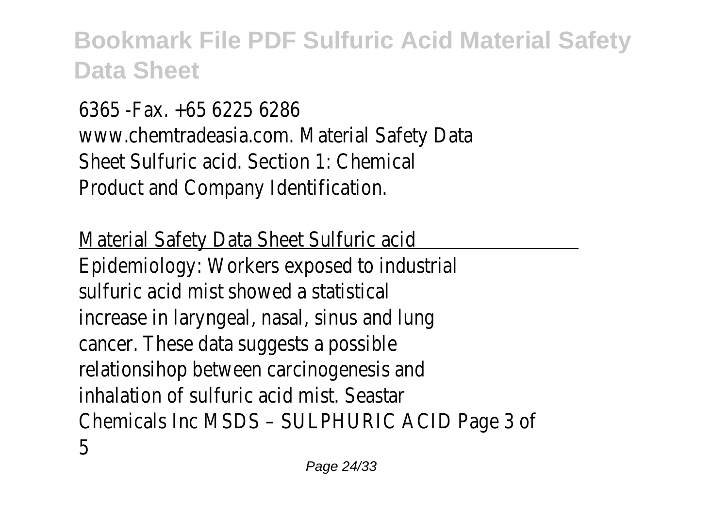6365 -Fax. +65 6225 6286 www.chemtradeasia.com. Material Safety Data Sheet Sulfuric acid. Section 1: Chemical Product and Company Identification.

Material Safety Data Sheet Sulfuric acid

Epidemiology: Workers exposed to industrial sulfuric acid mist showed a statistical increase in laryngeal, nasal, sinus and lung cancer. These data suggests a possible relationsihop between carcinogenesis and inhalation of sulfuric acid mist. Seastar Chemicals Inc MSDS – SULPHURIC ACID Page 3 of 5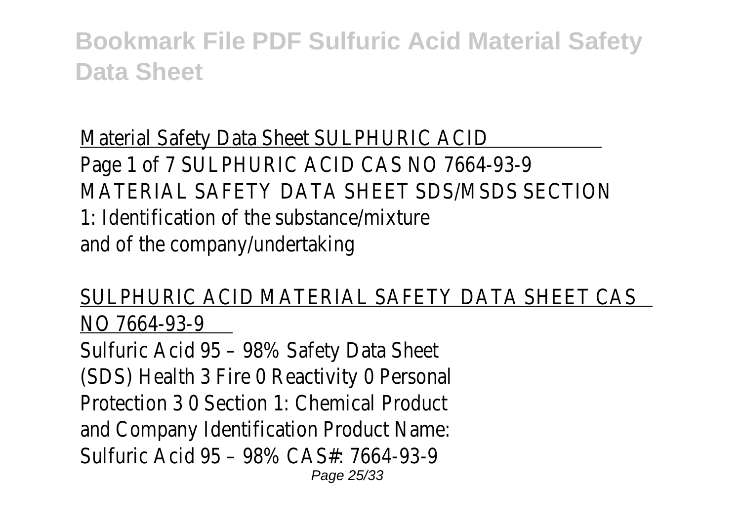Material Safety Data Sheet SULPHURIC ACID

Page 1 of 7 SULPHURIC ACID CAS NO 7664-93-9 MATERIAL SAFETY DATA SHEET SDS/MSDS SECTION 1: Identification of the substance/mixture and of the company/undertaking

SULPHURIC ACID MATERIAL SAFETY DATA SHEET CAS NO 7664-93-9

Sulfuric Acid 95 – 98% Safety Data Sheet (SDS) Health 3 Fire 0 Reactivity 0 Personal Protection 3 0 Section 1: Chemical Product and Company Identification Product Name: Sulfuric Acid 95 – 98% CAS#: 7664-93-9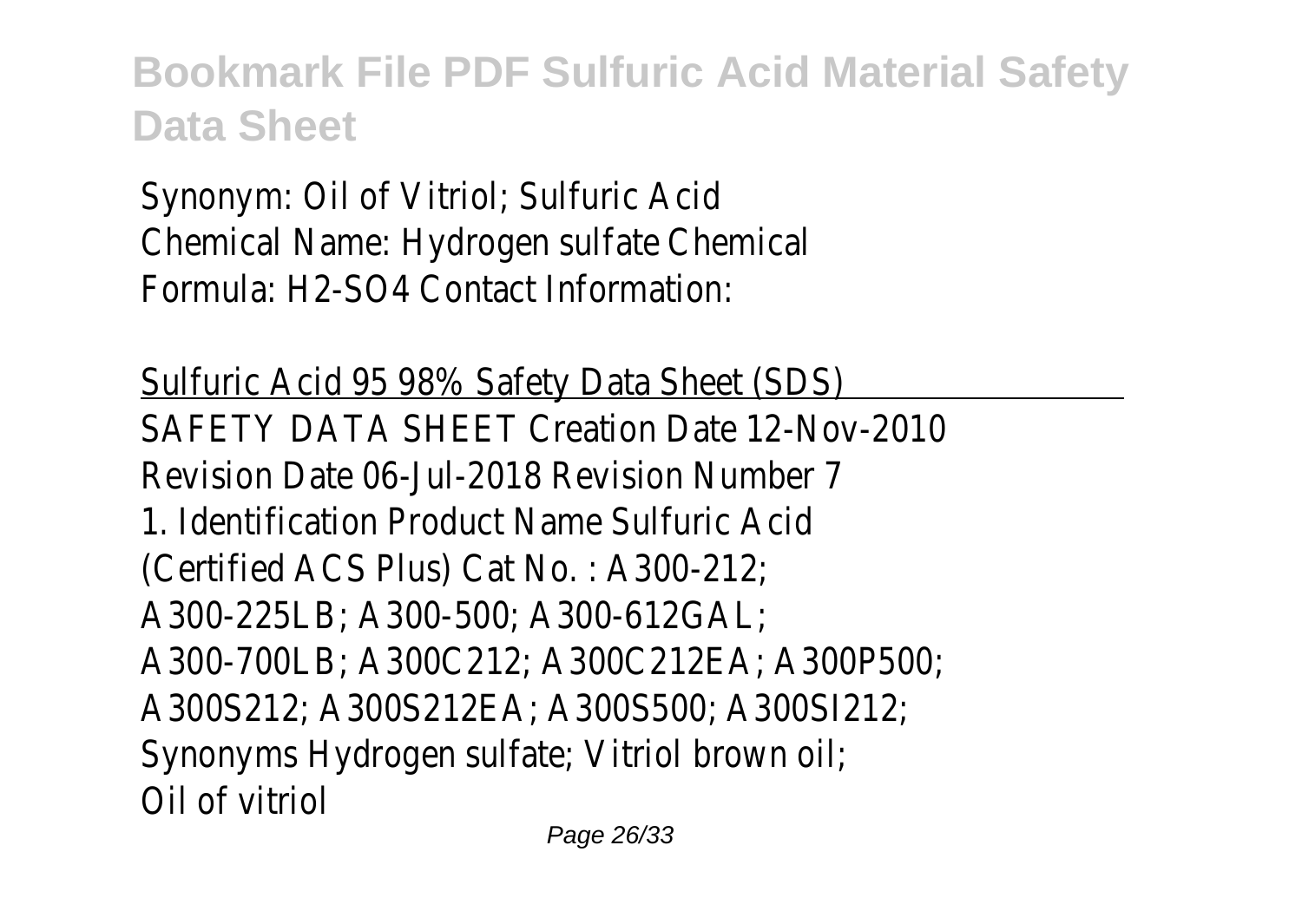Synonym: Oil of Vitriol; Sulfuric Acid
Chemical Name: Hydrogen sulfate Chemical
Formula: H2-SO4 Contact Information:

Sulfuric Acid 95 98% Safety Data Sheet (SDS)

SAFETY DATA SHEET Creation Date 12-Nov-2010
Revision Date 06-Jul-2018 Revision Number 7
1. Identification Product Name Sulfuric Acid
(Certified ACS Plus) Cat No. : A300-212;
A300-225LB; A300-500; A300-612GAL;
A300-700LB; A300C212; A300C212EA; A300P500;
A300S212; A300S212EA; A300S500; A300SI212;
Synonyms Hydrogen sulfate; Vitriol brown oil;
Oil of vitriol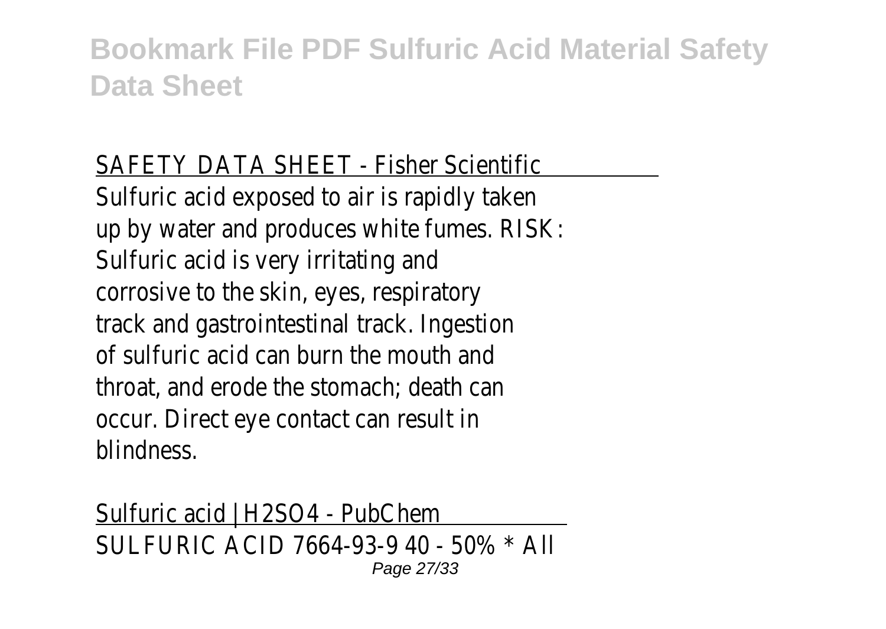SAFETY DATA SHEET - Fisher Scientific

Sulfuric acid exposed to air is rapidly taken up by water and produces white fumes. RISK: Sulfuric acid is very irritating and corrosive to the skin, eyes, respiratory track and gastrointestinal track. Ingestion of sulfuric acid can burn the mouth and throat, and erode the stomach; death can occur. Direct eye contact can result in blindness.

Sulfuric acid | H2SO4 - PubChem

SULFURIC ACID 7664-93-9 40 - 50% * All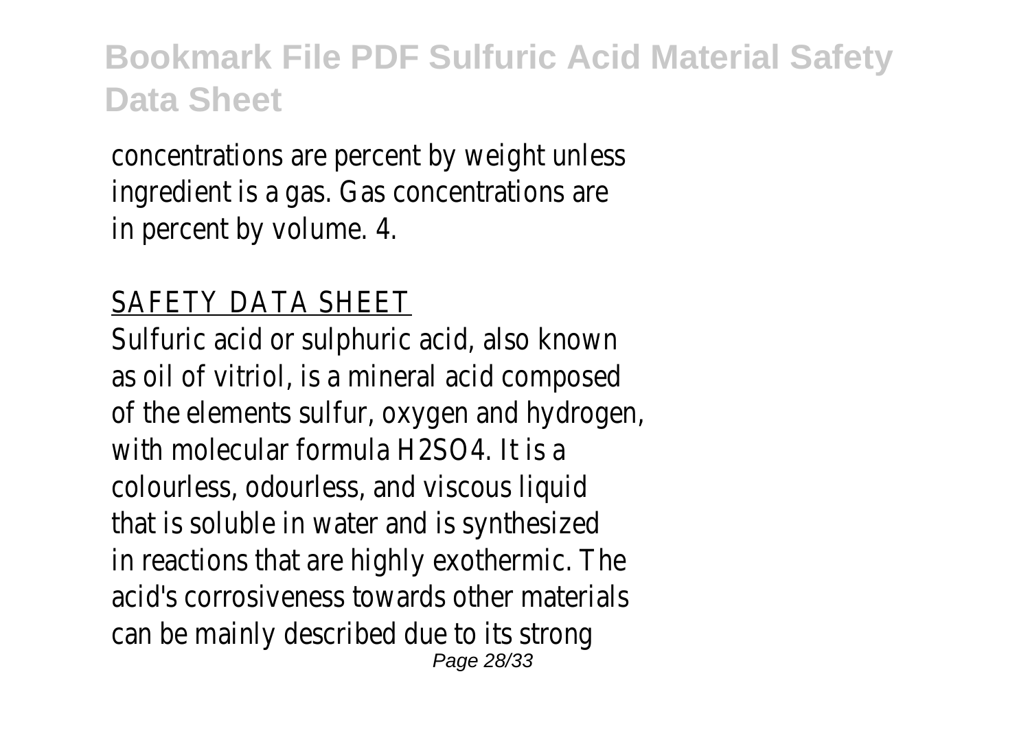concentrations are percent by weight unless ingredient is a gas. Gas concentrations are in percent by volume. 4.

SAFETY DATA SHEET

Sulfuric acid or sulphuric acid, also known as oil of vitriol, is a mineral acid composed of the elements sulfur, oxygen and hydrogen, with molecular formula $H_2SO_4$. It is a colourless, odourless, and viscous liquid that is soluble in water and is synthesized in reactions that are highly exothermic. The acid's corrosiveness towards other materials can be mainly described due to its strong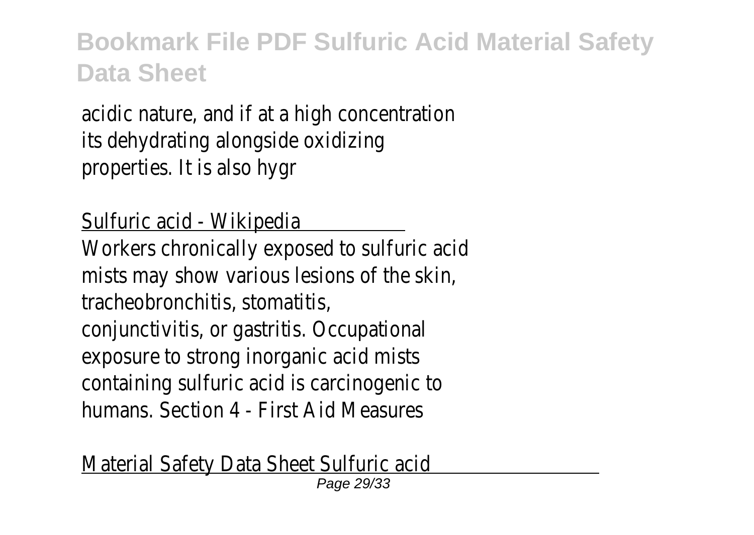acidic nature, and if at a high concentration its dehydrating alongside oxidizing properties. It is also hygr

Sulfuric acid - Wikipedia

Workers chronically exposed to sulfuric acid mists may show various lesions of the skin, tracheobronchitis, stomatitis, conjunctivitis, or gastritis. Occupational exposure to strong inorganic acid mists containing sulfuric acid is carcinogenic to humans. Section 4 - First Aid Measures

Material Safety Data Sheet Sulfuric acid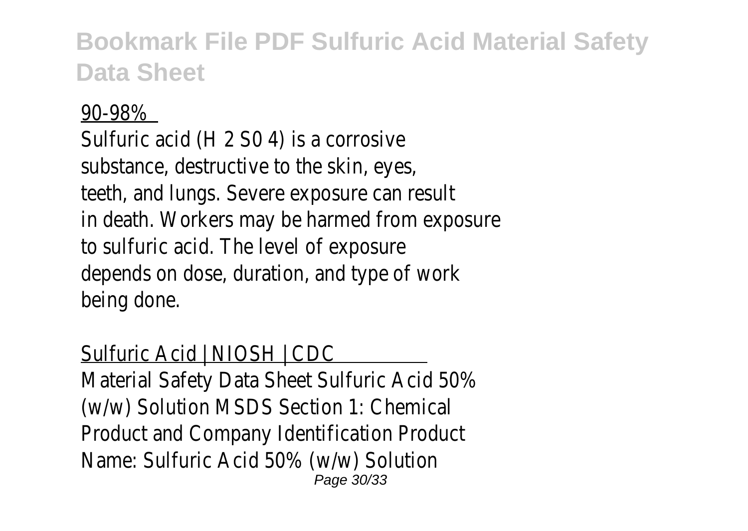90-98%

Sulfuric acid (H 2 S0 4) is a corrosive substance, destructive to the skin, eyes, teeth, and lungs. Severe exposure can result in death. Workers may be harmed from exposure to sulfuric acid. The level of exposure depends on dose, duration, and type of work being done.

Sulfuric Acid | NIOSH | CDC

Material Safety Data Sheet Sulfuric Acid 50% (w/w) Solution MSDS Section 1: Chemical Product and Company Identification Product Name: Sulfuric Acid 50% (w/w) Solution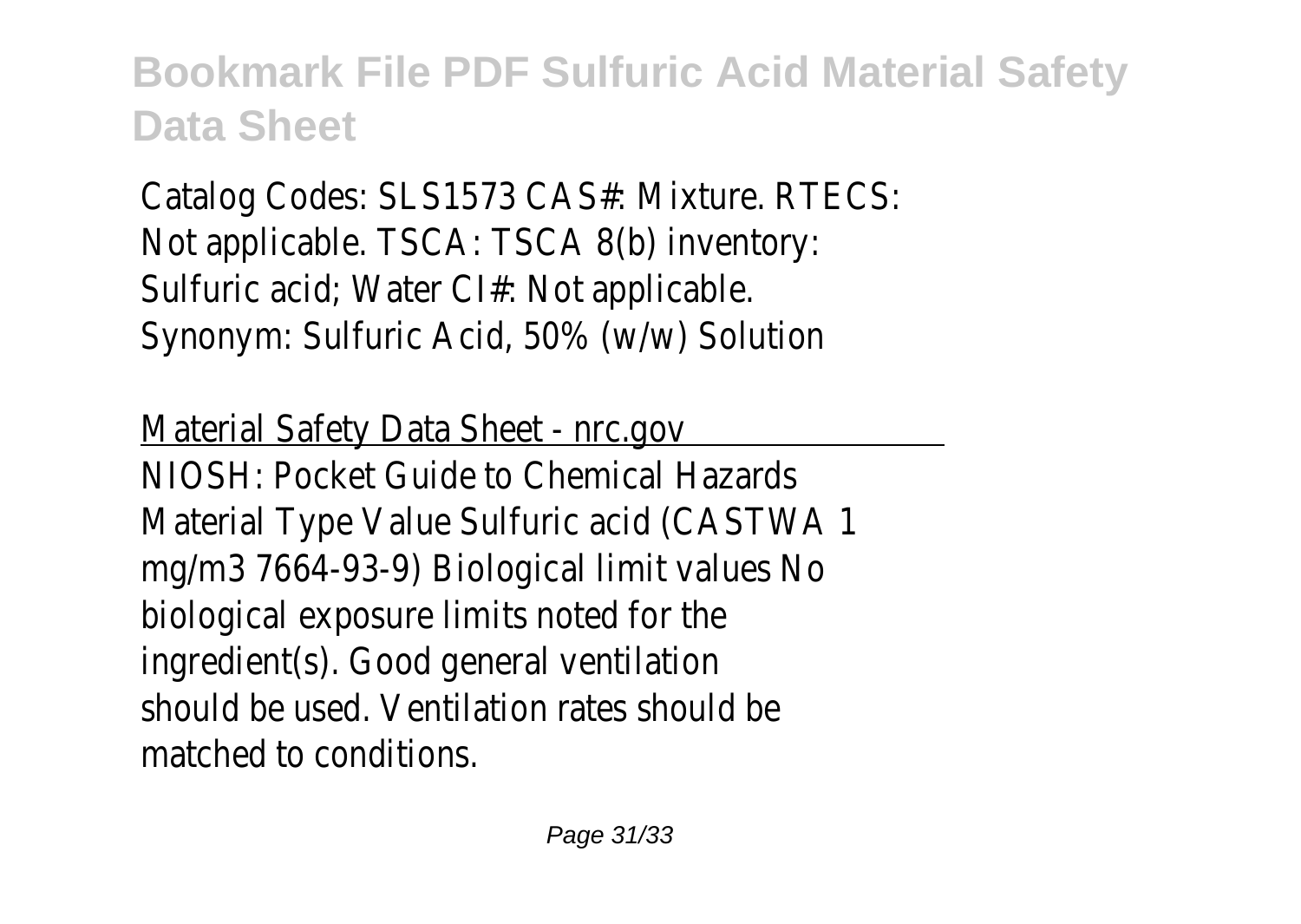Catalog Codes: SLS1573 CAS#: Mixture. RTECS: Not applicable. TSCA: TSCA 8(b) inventory: Sulfuric acid; Water CI#: Not applicable. Synonym: Sulfuric Acid, 50% (w/w) Solution

Material Safety Data Sheet - nrc.gov

NIOSH: Pocket Guide to Chemical Hazards Material Type Value Sulfuric acid (CASTWA 1 mg/m3 7664-93-9) Biological limit values No biological exposure limits noted for the ingredient(s). Good general ventilation should be used. Ventilation rates should be matched to conditions.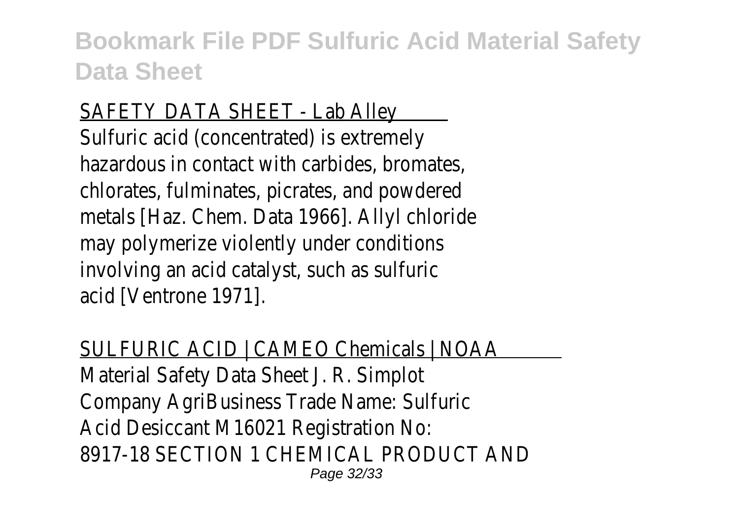SAFETY DATA SHEET - Lab Alley

Sulfuric acid (concentrated) is extremely hazardous in contact with carbides, bromates, chlorates, fulminates, picrates, and powdered metals [Haz. Chem. Data 1966]. Allyl chloride may polymerize violently under conditions involving an acid catalyst, such as sulfuric acid [Ventrone 1971].

SULFURIC ACID | CAMEO Chemicals | NOAA

Material Safety Data Sheet J. R. Simplot Company AgriBusiness Trade Name: Sulfuric Acid Desiccant M16021 Registration No: 8917-18 SECTION 1 CHEMICAL PRODUCT AND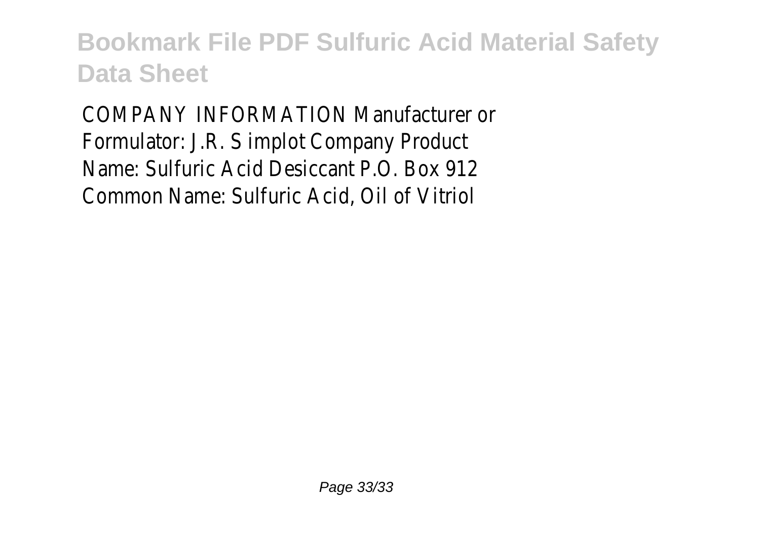COMPANY INFORMATION Manufacturer or Formulator: J.R. S implot Company Product Name: Sulfuric Acid Desiccant P.O. Box 912 Common Name: Sulfuric Acid, Oil of Vitriol